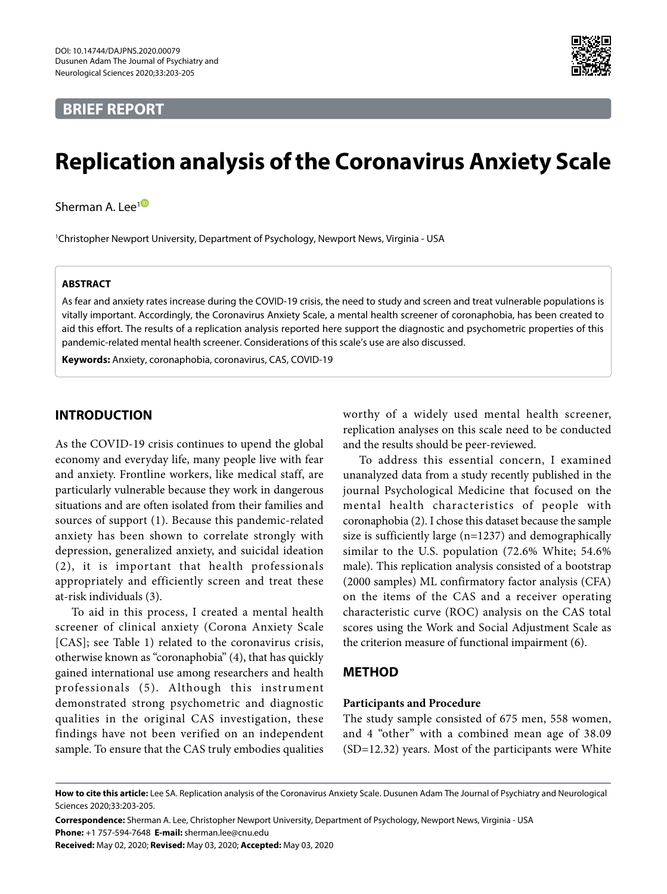BRIEF REPORT

# Replication analysis of the Coronavirus Anxiety Scale

Sherman A. Lee[1]

[1]Christopher Newport University, Department of Psychology, Newport News, Virginia - USA

## ABSTRACT

As fear and anxiety rates increase during the COVID-19 crisis, the need to study and screen and treat vulnerable populations is vitally important. Accordingly, the Coronavirus Anxiety Scale, a mental health screener of coronaphobia, has been created to aid this effort. The results of a replication analysis reported here support the diagnostic and psychometric properties of this pandemic-related mental health screener. Considerations of this scale's use are also discussed.

**Keywords:** Anxiety, coronaphobia, coronavirus, CAS, COVID-19

## INTRODUCTION

As the COVID-19 crisis continues to upend the global economy and everyday life, many people live with fear and anxiety. Frontline workers, like medical staff, are particularly vulnerable because they work in dangerous situations and are often isolated from their families and sources of support (1). Because this pandemic-related anxiety has been shown to correlate strongly with depression, generalized anxiety, and suicidal ideation (2), it is important that health professionals appropriately and efficiently screen and treat these at-risk individuals (3).

To aid in this process, I created a mental health screener of clinical anxiety (Corona Anxiety Scale [CAS]; see Table 1) related to the coronavirus crisis, otherwise known as "coronaphobia" (4), that has quickly gained international use among researchers and health professionals (5). Although this instrument demonstrated strong psychometric and diagnostic qualities in the original CAS investigation, these findings have not been verified on an independent sample. To ensure that the CAS truly embodies qualities worthy of a widely used mental health screener, replication analyses on this scale need to be conducted and the results should be peer-reviewed.

To address this essential concern, I examined unanalyzed data from a study recently published in the journal Psychological Medicine that focused on the mental health characteristics of people with coronaphobia (2). I chose this dataset because the sample size is sufficiently large (n=1237) and demographically similar to the U.S. population (72.6% White; 54.6% male). This replication analysis consisted of a bootstrap (2000 samples) ML confirmatory factor analysis (CFA) on the items of the CAS and a receiver operating characteristic curve (ROC) analysis on the CAS total scores using the Work and Social Adjustment Scale as the criterion measure of functional impairment (6).

## METHOD

### Participants and Procedure

The study sample consisted of 675 men, 558 women, and 4 "other" with a combined mean age of 38.09 (SD=12.32) years. Most of the participants were White

**How to cite this article:** Lee SA. Replication analysis of the Coronavirus Anxiety Scale. Dusunen Adam The Journal of Psychiatry and Neurological Sciences 2020;33:203-205.

**Correspondence:** Sherman A. Lee, Christopher Newport University, Department of Psychology, Newport News, Virginia - USA

**Phone:** +1 757-594-7648 **E-mail:** sherman.lee@cnu.edu

**Received:** May 02, 2020; **Revised:** May 03, 2020; **Accepted:** May 03, 2020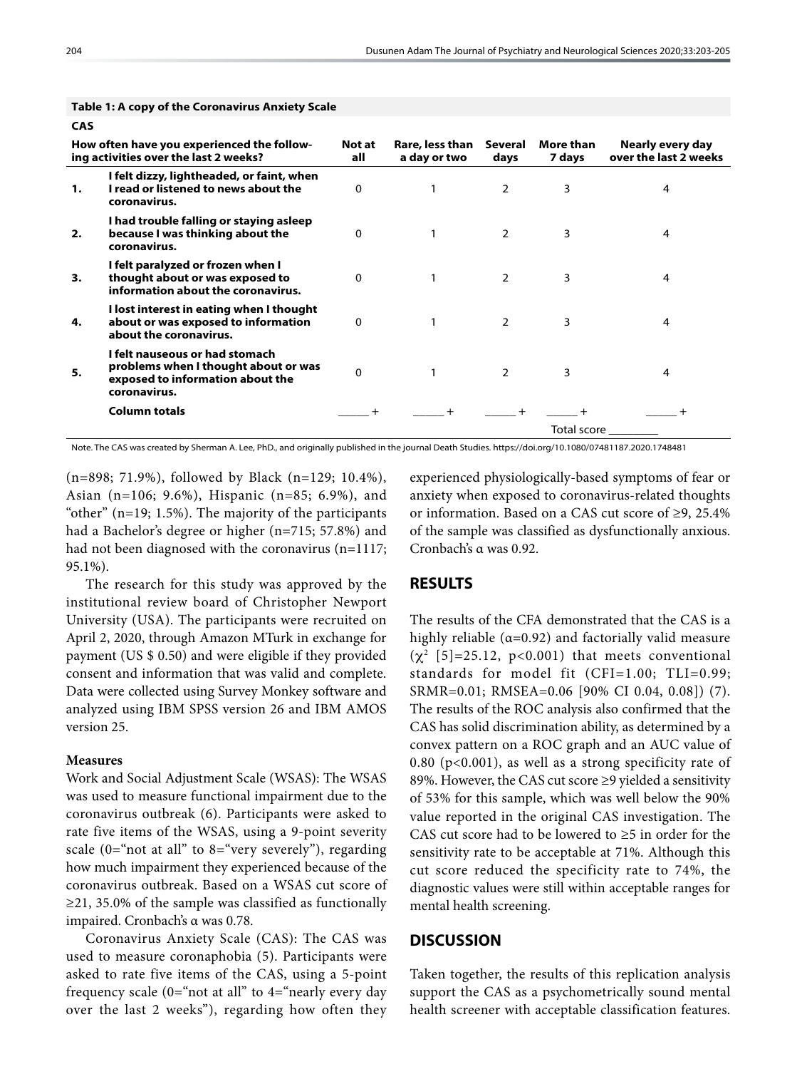**Table 1: A copy of the Coronavirus Anxiety Scale**

| CAS | | | | | | |
|---|---|---|---|---|---|---|
| How often have you experienced the following activities over the last 2 weeks? | | Not at all | Rare, less than a day or two | Several days | More than 7 days | Nearly every day over the last 2 weeks |
| **1.** | **I felt dizzy, lightheaded, or faint, when I read or listened to news about the coronavirus.** | 0 | 1 | 2 | 3 | 4 |
| **2.** | **I had trouble falling or staying asleep because I was thinking about the coronavirus.** | 0 | 1 | 2 | 3 | 4 |
| **3.** | **I felt paralyzed or frozen when I thought about or was exposed to information about the coronavirus.** | 0 | 1 | 2 | 3 | 4 |
| **4.** | **I lost interest in eating when I thought about or was exposed to information about the coronavirus.** | 0 | 1 | 2 | 3 | 4 |
| **5.** | **I felt nauseous or had stomach problems when I thought about or was exposed to information about the coronavirus.** | 0 | 1 | 2 | 3 | 4 |
| | **Column totals** | _____ + | _____ + | _____ + | _____ + | _____ + |
| | | | | | Total score ________ | |

Note. The CAS was created by Sherman A. Lee, PhD., and originally published in the journal Death Studies. https://doi.org/10.1080/07481187.2020.1748481

(n=898; 71.9%), followed by Black (n=129; 10.4%), Asian (n=106; 9.6%), Hispanic (n=85; 6.9%), and "other" (n=19; 1.5%). The majority of the participants had a Bachelor's degree or higher (n=715; 57.8%) and had not been diagnosed with the coronavirus (n=1117; 95.1%).

The research for this study was approved by the institutional review board of Christopher Newport University (USA). The participants were recruited on April 2, 2020, through Amazon MTurk in exchange for payment (US $ 0.50) and were eligible if they provided consent and information that was valid and complete. Data were collected using Survey Monkey software and analyzed using IBM SPSS version 26 and IBM AMOS version 25.

**Measures**

Work and Social Adjustment Scale (WSAS): The WSAS was used to measure functional impairment due to the coronavirus outbreak (6). Participants were asked to rate five items of the WSAS, using a 9-point severity scale (0="not at all" to 8="very severely"), regarding how much impairment they experienced because of the coronavirus outbreak. Based on a WSAS cut score of ≥21, 35.0% of the sample was classified as functionally impaired. Cronbach's α was 0.78.

Coronavirus Anxiety Scale (CAS): The CAS was used to measure coronaphobia (5). Participants were asked to rate five items of the CAS, using a 5-point frequency scale (0="not at all" to 4="nearly every day over the last 2 weeks"), regarding how often they experienced physiologically-based symptoms of fear or anxiety when exposed to coronavirus-related thoughts or information. Based on a CAS cut score of ≥9, 25.4% of the sample was classified as dysfunctionally anxious. Cronbach's α was 0.92.

## RESULTS

The results of the CFA demonstrated that the CAS is a highly reliable (α=0.92) and factorially valid measure ($\chi^2$ [5]=25.12, p<0.001) that meets conventional standards for model fit (CFI=1.00; TLI=0.99; SRMR=0.01; RMSEA=0.06 [90% CI 0.04, 0.08]) (7). The results of the ROC analysis also confirmed that the CAS has solid discrimination ability, as determined by a convex pattern on a ROC graph and an AUC value of 0.80 (p<0.001), as well as a strong specificity rate of 89%. However, the CAS cut score ≥9 yielded a sensitivity of 53% for this sample, which was well below the 90% value reported in the original CAS investigation. The CAS cut score had to be lowered to ≥5 in order for the sensitivity rate to be acceptable at 71%. Although this cut score reduced the specificity rate to 74%, the diagnostic values were still within acceptable ranges for mental health screening.

## DISCUSSION

Taken together, the results of this replication analysis support the CAS as a psychometrically sound mental health screener with acceptable classification features.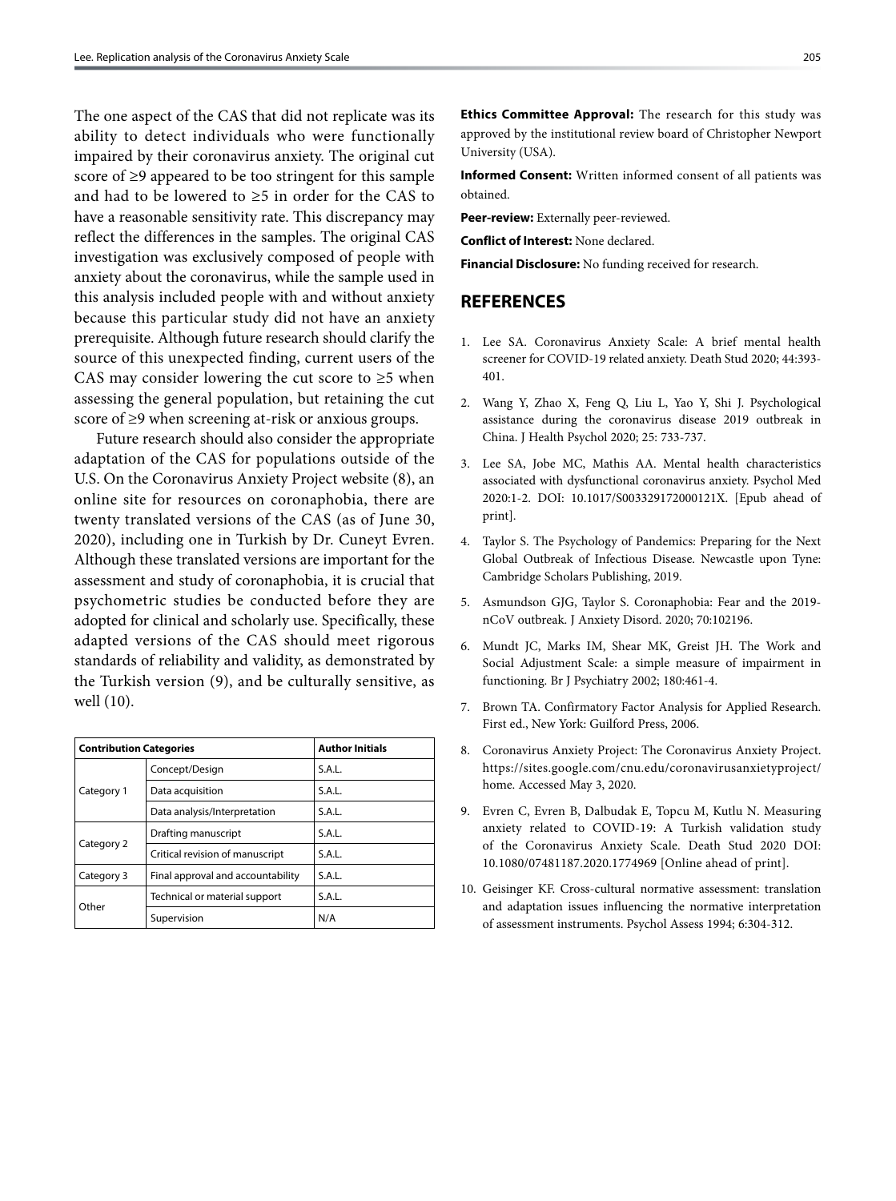The one aspect of the CAS that did not replicate was its ability to detect individuals who were functionally impaired by their coronavirus anxiety. The original cut score of ≥9 appeared to be too stringent for this sample and had to be lowered to ≥5 in order for the CAS to have a reasonable sensitivity rate. This discrepancy may reflect the differences in the samples. The original CAS investigation was exclusively composed of people with anxiety about the coronavirus, while the sample used in this analysis included people with and without anxiety because this particular study did not have an anxiety prerequisite. Although future research should clarify the source of this unexpected finding, current users of the CAS may consider lowering the cut score to ≥5 when assessing the general population, but retaining the cut score of ≥9 when screening at-risk or anxious groups.

Future research should also consider the appropriate adaptation of the CAS for populations outside of the U.S. On the Coronavirus Anxiety Project website (8), an online site for resources on coronaphobia, there are twenty translated versions of the CAS (as of June 30, 2020), including one in Turkish by Dr. Cuneyt Evren. Although these translated versions are important for the assessment and study of coronaphobia, it is crucial that psychometric studies be conducted before they are adopted for clinical and scholarly use. Specifically, these adapted versions of the CAS should meet rigorous standards of reliability and validity, as demonstrated by the Turkish version (9), and be culturally sensitive, as well (10).

| Contribution Categories | | Author Initials |
|---|---|---|
| Category 1 | Concept/Design | S.A.L. |
| | Data acquisition | S.A.L. |
| | Data analysis/Interpretation | S.A.L. |
| Category 2 | Drafting manuscript | S.A.L. |
| | Critical revision of manuscript | S.A.L. |
| Category 3 | Final approval and accountability | S.A.L. |
| Other | Technical or material support | S.A.L. |
| | Supervision | N/A |

**Ethics Committee Approval:** The research for this study was approved by the institutional review board of Christopher Newport University (USA).

**Informed Consent:** Written informed consent of all patients was obtained.

**Peer-review:** Externally peer-reviewed.

**Conflict of Interest:** None declared.

**Financial Disclosure:** No funding received for research.

## REFERENCES

1. Lee SA. Coronavirus Anxiety Scale: A brief mental health screener for COVID-19 related anxiety. Death Stud 2020; 44:393-401.
2. Wang Y, Zhao X, Feng Q, Liu L, Yao Y, Shi J. Psychological assistance during the coronavirus disease 2019 outbreak in China. J Health Psychol 2020; 25: 733-737.
3. Lee SA, Jobe MC, Mathis AA. Mental health characteristics associated with dysfunctional coronavirus anxiety. Psychol Med 2020:1-2. DOI: 10.1017/S003329172000121X. [Epub ahead of print].
4. Taylor S. The Psychology of Pandemics: Preparing for the Next Global Outbreak of Infectious Disease. Newcastle upon Tyne: Cambridge Scholars Publishing, 2019.
5. Asmundson GJG, Taylor S. Coronaphobia: Fear and the 2019-nCoV outbreak. J Anxiety Disord. 2020; 70:102196.
6. Mundt JC, Marks IM, Shear MK, Greist JH. The Work and Social Adjustment Scale: a simple measure of impairment in functioning. Br J Psychiatry 2002; 180:461-4.
7. Brown TA. Confirmatory Factor Analysis for Applied Research. First ed., New York: Guilford Press, 2006.
8. Coronavirus Anxiety Project: The Coronavirus Anxiety Project. https://sites.google.com/cnu.edu/coronavirusanxietyproject/home. Accessed May 3, 2020.
9. Evren C, Evren B, Dalbudak E, Topcu M, Kutlu N. Measuring anxiety related to COVID-19: A Turkish validation study of the Coronavirus Anxiety Scale. Death Stud 2020 DOI: 10.1080/07481187.2020.1774969 [Online ahead of print].
10. Geisinger KF. Cross-cultural normative assessment: translation and adaptation issues influencing the normative interpretation of assessment instruments. Psychol Assess 1994; 6:304-312.